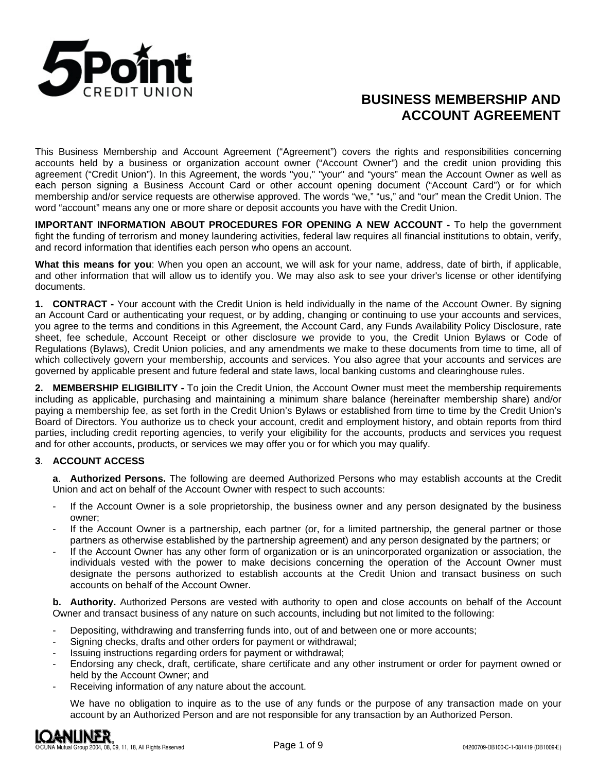# BUSINESS MEMBERSHIP AND ACCOUNT AGREEMENT

This Business Membership and Account Agreement ("Agreement") covers the rights and responsibilities concerning accounts held by a business or organization account owner ("Account Owner") and the credit union providing this agreement ("Credit Union"). In this Agreement, the words "you," "your" and "yours" mean the Account Owner as well as each person signing a Business Account Card or other account opening document ("Account Card") or for which membership and/or service requests are otherwise approved. The words "we," "us," and "our" mean the Credit Union. The word "account" means any one or more share or deposit accounts you have with the Credit Union.

**IMPORTANT INFORMATION ABOUT PROCEDURES FOR OPENING A NEW ACCOUNT -** To help the government fight the funding of terrorism and money laundering activities, federal law requires all financial institutions to obtain, verify, and record information that identifies each person who opens an account.

**What this means for you**: When you open an account, we will ask for your name, address, date of birth, if applicable, and other information that will allow us to identify you. We may also ask to see your driver's license or other identifying documents.

**1. CONTRACT -** Your account with the Credit Union is held individually in the name of the Account Owner. By signing an Account Card or authenticating your request, or by adding, changing or continuing to use your accounts and services, you agree to the terms and conditions in this Agreement, the Account Card, any Funds Availability Policy Disclosure, rate sheet, fee schedule, Account Receipt or other disclosure we provide to you, the Credit Union Bylaws or Code of Regulations (Bylaws), Credit Union policies, and any amendments we make to these documents from time to time, all of which collectively govern your membership, accounts and services. You also agree that your accounts and services are governed by applicable present and future federal and state laws, local banking customs and clearinghouse rules.

**2. MEMBERSHIP ELIGIBILITY -** To join the Credit Union, the Account Owner must meet the membership requirements including as applicable, purchasing and maintaining a minimum share balance (hereinafter membership share) and/or paying a membership fee, as set forth in the Credit Union's Bylaws or established from time to time by the Credit Union's Board of Directors. You authorize us to check your account, credit and employment history, and obtain reports from third parties, including credit reporting agencies, to verify your eligibility for the accounts, products and services you request and for other accounts, products, or services we may offer you or for which you may qualify.

**3. ACCOUNT ACCESS**

**a. Authorized Persons.** The following are deemed Authorized Persons who may establish accounts at the Credit Union and act on behalf of the Account Owner with respect to such accounts:

- If the Account Owner is a sole proprietorship, the business owner and any person designated by the business owner;
- If the Account Owner is a partnership, each partner (or, for a limited partnership, the general partner or those partners as otherwise established by the partnership agreement) and any person designated by the partners; or
- If the Account Owner has any other form of organization or is an unincorporated organization or association, the individuals vested with the power to make decisions concerning the operation of the Account Owner must designate the persons authorized to establish accounts at the Credit Union and transact business on such accounts on behalf of the Account Owner.

**b. Authority.** Authorized Persons are vested with authority to open and close accounts on behalf of the Account Owner and transact business of any nature on such accounts, including but not limited to the following:

- Depositing, withdrawing and transferring funds into, out of and between one or more accounts;
- Signing checks, drafts and other orders for payment or withdrawal;
- Issuing instructions regarding orders for payment or withdrawal;
- Endorsing any check, draft, certificate, share certificate and any other instrument or order for payment owned or held by the Account Owner; and
- Receiving information of any nature about the account.

We have no obligation to inquire as to the use of any funds or the purpose of any transaction made on your account by an Authorized Person and are not responsible for any transaction by an Authorized Person.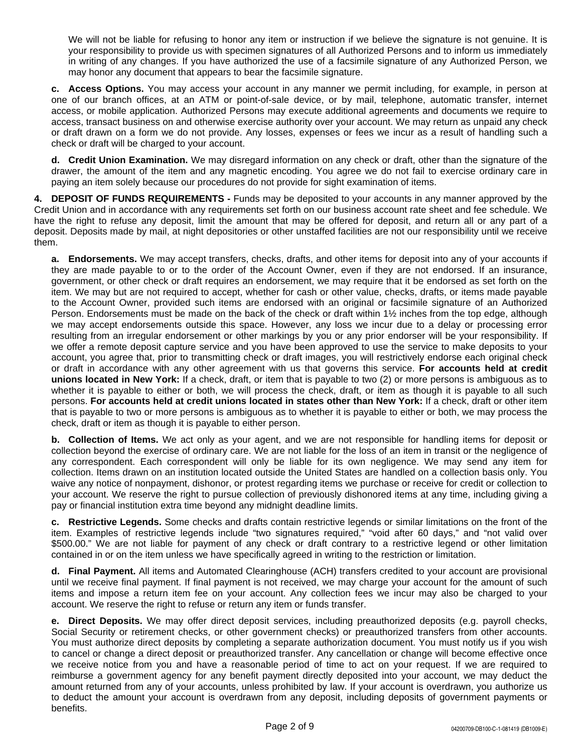We will not be liable for refusing to honor any item or instruction if we believe the signature is not genuine. It is your responsibility to provide us with specimen signatures of all Authorized Persons and to inform us immediately in writing of any changes. If you have authorized the use of a facsimile signature of any Authorized Person, we may honor any document that appears to bear the facsimile signature.

**c. Access Options.** You may access your account in any manner we permit including, for example, in person at one of our branch offices, at an ATM or point-of-sale device, or by mail, telephone, automatic transfer, internet access, or mobile application. Authorized Persons may execute additional agreements and documents we require to access, transact business on and otherwise exercise authority over your account. We may return as unpaid any check or draft drawn on a form we do not provide. Any losses, expenses or fees we incur as a result of handling such a check or draft will be charged to your account.

**d. Credit Union Examination.** We may disregard information on any check or draft, other than the signature of the drawer, the amount of the item and any magnetic encoding. You agree we do not fail to exercise ordinary care in paying an item solely because our procedures do not provide for sight examination of items.

**4. DEPOSIT OF FUNDS REQUIREMENTS -** Funds may be deposited to your accounts in any manner approved by the Credit Union and in accordance with any requirements set forth on our business account rate sheet and fee schedule. We have the right to refuse any deposit, limit the amount that may be offered for deposit, and return all or any part of a deposit. Deposits made by mail, at night depositories or other unstaffed facilities are not our responsibility until we receive them.

**a. Endorsements.** We may accept transfers, checks, drafts, and other items for deposit into any of your accounts if they are made payable to or to the order of the Account Owner, even if they are not endorsed. If an insurance, government, or other check or draft requires an endorsement, we may require that it be endorsed as set forth on the item. We may but are not required to accept, whether for cash or other value, checks, drafts, or items made payable to the Account Owner, provided such items are endorsed with an original or facsimile signature of an Authorized Person. Endorsements must be made on the back of the check or draft within 1½ inches from the top edge, although we may accept endorsements outside this space. However, any loss we incur due to a delay or processing error resulting from an irregular endorsement or other markings by you or any prior endorser will be your responsibility. If we offer a remote deposit capture service and you have been approved to use the service to make deposits to your account, you agree that, prior to transmitting check or draft images, you will restrictively endorse each original check or draft in accordance with any other agreement with us that governs this service. **For accounts held at credit unions located in New York:** If a check, draft, or item that is payable to two (2) or more persons is ambiguous as to whether it is payable to either or both, we will process the check, draft, or item as though it is payable to all such persons. **For accounts held at credit unions located in states other than New York:** If a check, draft or other item that is payable to two or more persons is ambiguous as to whether it is payable to either or both, we may process the check, draft or item as though it is payable to either person.

**b. Collection of Items.** We act only as your agent, and we are not responsible for handling items for deposit or collection beyond the exercise of ordinary care. We are not liable for the loss of an item in transit or the negligence of any correspondent. Each correspondent will only be liable for its own negligence. We may send any item for collection. Items drawn on an institution located outside the United States are handled on a collection basis only. You waive any notice of nonpayment, dishonor, or protest regarding items we purchase or receive for credit or collection to your account. We reserve the right to pursue collection of previously dishonored items at any time, including giving a pay or financial institution extra time beyond any midnight deadline limits.

**c. Restrictive Legends.** Some checks and drafts contain restrictive legends or similar limitations on the front of the item. Examples of restrictive legends include "two signatures required," "void after 60 days," and "not valid over $500.00." We are not liable for payment of any check or draft contrary to a restrictive legend or other limitation contained in or on the item unless we have specifically agreed in writing to the restriction or limitation.

**d. Final Payment.** All items and Automated Clearinghouse (ACH) transfers credited to your account are provisional until we receive final payment. If final payment is not received, we may charge your account for the amount of such items and impose a return item fee on your account. Any collection fees we incur may also be charged to your account. We reserve the right to refuse or return any item or funds transfer.

**e. Direct Deposits.** We may offer direct deposit services, including preauthorized deposits (e.g. payroll checks, Social Security or retirement checks, or other government checks) or preauthorized transfers from other accounts. You must authorize direct deposits by completing a separate authorization document. You must notify us if you wish to cancel or change a direct deposit or preauthorized transfer. Any cancellation or change will become effective once we receive notice from you and have a reasonable period of time to act on your request. If we are required to reimburse a government agency for any benefit payment directly deposited into your account, we may deduct the amount returned from any of your accounts, unless prohibited by law. If your account is overdrawn, you authorize us to deduct the amount your account is overdrawn from any deposit, including deposits of government payments or benefits.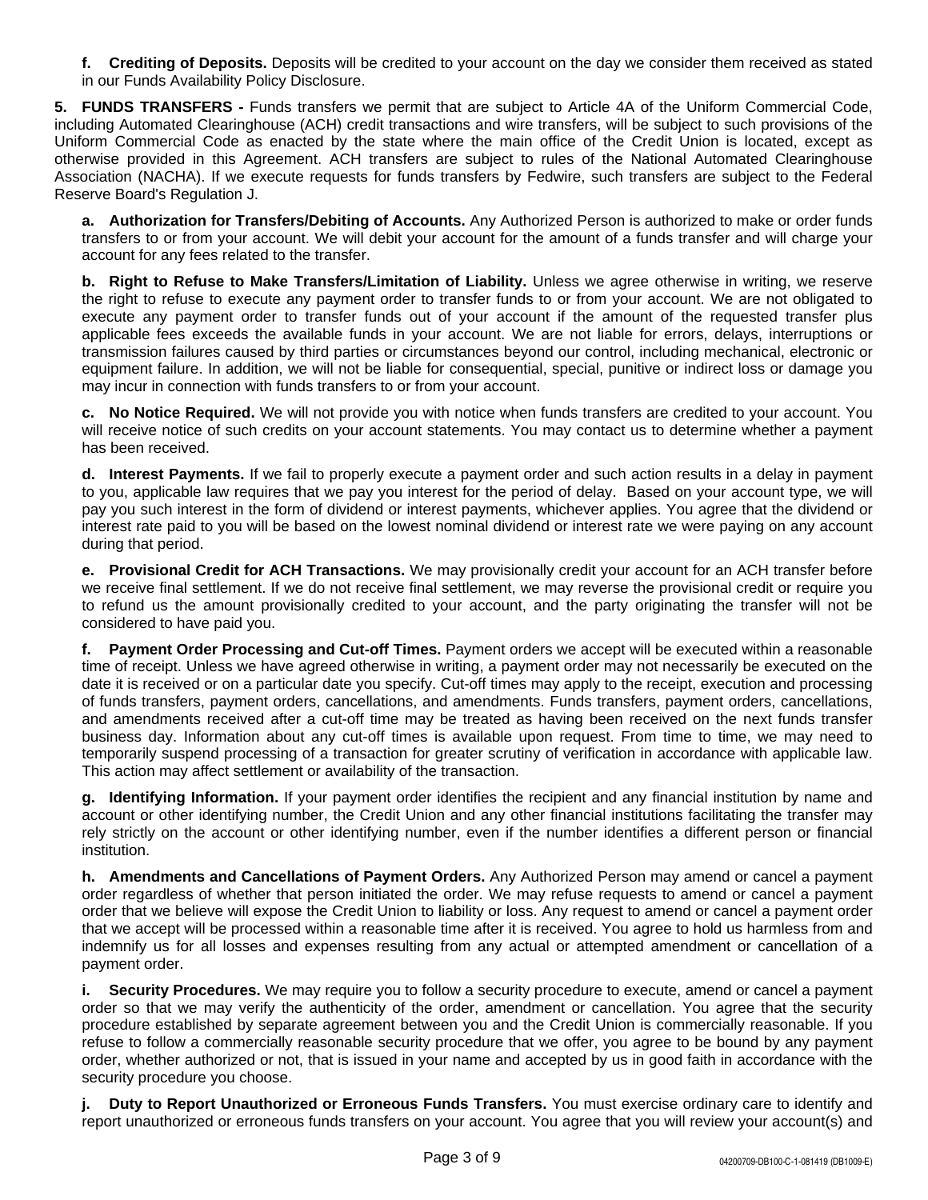**f. Crediting of Deposits.** Deposits will be credited to your account on the day we consider them received as stated in our Funds Availability Policy Disclosure.

**5. FUNDS TRANSFERS -** Funds transfers we permit that are subject to Article 4A of the Uniform Commercial Code, including Automated Clearinghouse (ACH) credit transactions and wire transfers, will be subject to such provisions of the Uniform Commercial Code as enacted by the state where the main office of the Credit Union is located, except as otherwise provided in this Agreement. ACH transfers are subject to rules of the National Automated Clearinghouse Association (NACHA). If we execute requests for funds transfers by Fedwire, such transfers are subject to the Federal Reserve Board's Regulation J.

**a. Authorization for Transfers/Debiting of Accounts.** Any Authorized Person is authorized to make or order funds transfers to or from your account. We will debit your account for the amount of a funds transfer and will charge your account for any fees related to the transfer.

**b. Right to Refuse to Make Transfers/Limitation of Liability.** Unless we agree otherwise in writing, we reserve the right to refuse to execute any payment order to transfer funds to or from your account. We are not obligated to execute any payment order to transfer funds out of your account if the amount of the requested transfer plus applicable fees exceeds the available funds in your account. We are not liable for errors, delays, interruptions or transmission failures caused by third parties or circumstances beyond our control, including mechanical, electronic or equipment failure. In addition, we will not be liable for consequential, special, punitive or indirect loss or damage you may incur in connection with funds transfers to or from your account.

**c. No Notice Required.** We will not provide you with notice when funds transfers are credited to your account. You will receive notice of such credits on your account statements. You may contact us to determine whether a payment has been received.

**d. Interest Payments.** If we fail to properly execute a payment order and such action results in a delay in payment to you, applicable law requires that we pay you interest for the period of delay. Based on your account type, we will pay you such interest in the form of dividend or interest payments, whichever applies. You agree that the dividend or interest rate paid to you will be based on the lowest nominal dividend or interest rate we were paying on any account during that period.

**e. Provisional Credit for ACH Transactions.** We may provisionally credit your account for an ACH transfer before we receive final settlement. If we do not receive final settlement, we may reverse the provisional credit or require you to refund us the amount provisionally credited to your account, and the party originating the transfer will not be considered to have paid you.

**f. Payment Order Processing and Cut-off Times.** Payment orders we accept will be executed within a reasonable time of receipt. Unless we have agreed otherwise in writing, a payment order may not necessarily be executed on the date it is received or on a particular date you specify. Cut-off times may apply to the receipt, execution and processing of funds transfers, payment orders, cancellations, and amendments. Funds transfers, payment orders, cancellations, and amendments received after a cut-off time may be treated as having been received on the next funds transfer business day. Information about any cut-off times is available upon request. From time to time, we may need to temporarily suspend processing of a transaction for greater scrutiny of verification in accordance with applicable law. This action may affect settlement or availability of the transaction.

**g. Identifying Information.** If your payment order identifies the recipient and any financial institution by name and account or other identifying number, the Credit Union and any other financial institutions facilitating the transfer may rely strictly on the account or other identifying number, even if the number identifies a different person or financial institution.

**h. Amendments and Cancellations of Payment Orders.** Any Authorized Person may amend or cancel a payment order regardless of whether that person initiated the order. We may refuse requests to amend or cancel a payment order that we believe will expose the Credit Union to liability or loss. Any request to amend or cancel a payment order that we accept will be processed within a reasonable time after it is received. You agree to hold us harmless from and indemnify us for all losses and expenses resulting from any actual or attempted amendment or cancellation of a payment order.

**i. Security Procedures.** We may require you to follow a security procedure to execute, amend or cancel a payment order so that we may verify the authenticity of the order, amendment or cancellation. You agree that the security procedure established by separate agreement between you and the Credit Union is commercially reasonable. If you refuse to follow a commercially reasonable security procedure that we offer, you agree to be bound by any payment order, whether authorized or not, that is issued in your name and accepted by us in good faith in accordance with the security procedure you choose.

**j. Duty to Report Unauthorized or Erroneous Funds Transfers.** You must exercise ordinary care to identify and report unauthorized or erroneous funds transfers on your account. You agree that you will review your account(s) and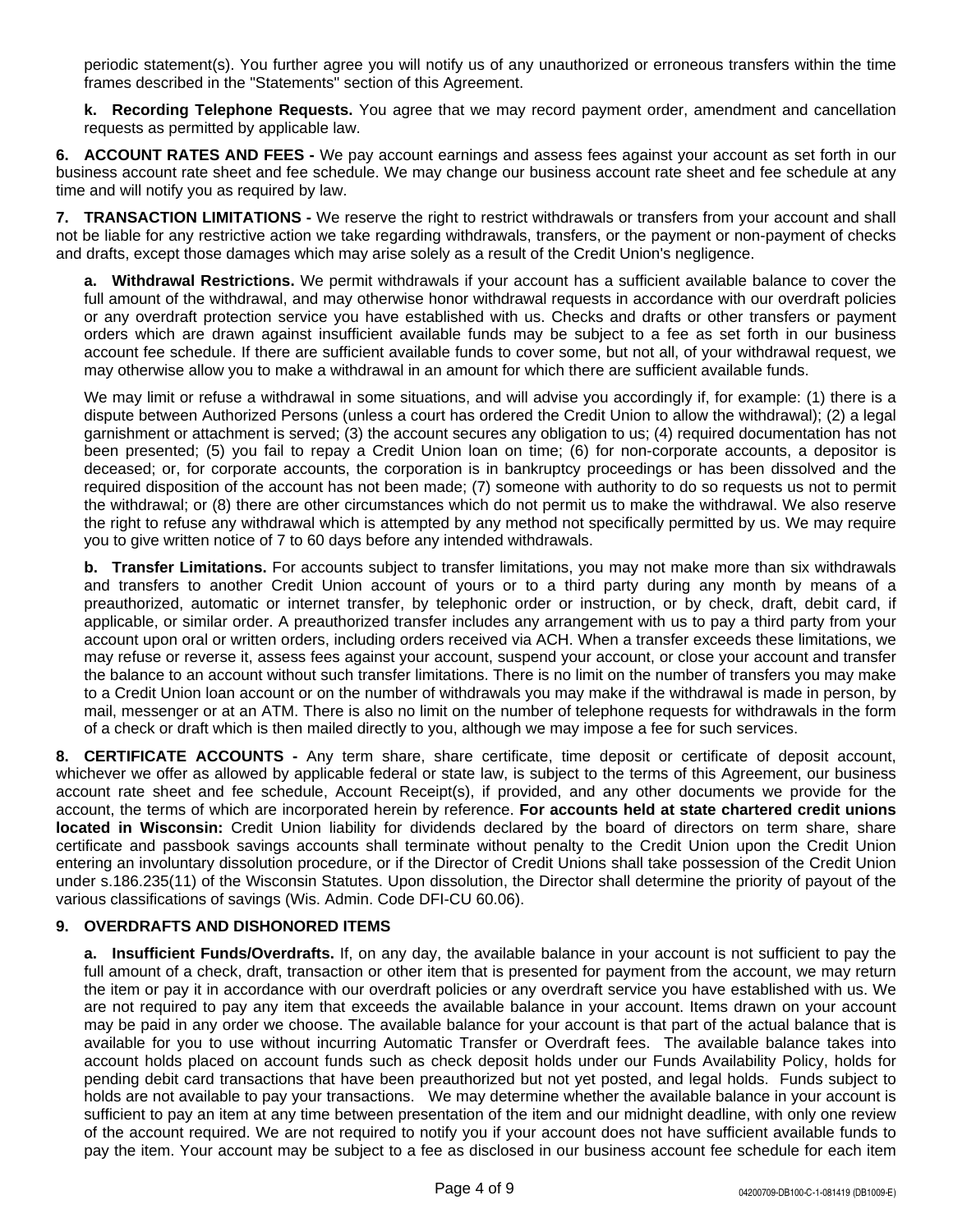periodic statement(s). You further agree you will notify us of any unauthorized or erroneous transfers within the time frames described in the "Statements" section of this Agreement.

**k. Recording Telephone Requests.** You agree that we may record payment order, amendment and cancellation requests as permitted by applicable law.

**6. ACCOUNT RATES AND FEES -** We pay account earnings and assess fees against your account as set forth in our business account rate sheet and fee schedule. We may change our business account rate sheet and fee schedule at any time and will notify you as required by law.

**7. TRANSACTION LIMITATIONS -** We reserve the right to restrict withdrawals or transfers from your account and shall not be liable for any restrictive action we take regarding withdrawals, transfers, or the payment or non-payment of checks and drafts, except those damages which may arise solely as a result of the Credit Union's negligence.

**a. Withdrawal Restrictions.** We permit withdrawals if your account has a sufficient available balance to cover the full amount of the withdrawal, and may otherwise honor withdrawal requests in accordance with our overdraft policies or any overdraft protection service you have established with us. Checks and drafts or other transfers or payment orders which are drawn against insufficient available funds may be subject to a fee as set forth in our business account fee schedule. If there are sufficient available funds to cover some, but not all, of your withdrawal request, we may otherwise allow you to make a withdrawal in an amount for which there are sufficient available funds.

We may limit or refuse a withdrawal in some situations, and will advise you accordingly if, for example: (1) there is a dispute between Authorized Persons (unless a court has ordered the Credit Union to allow the withdrawal); (2) a legal garnishment or attachment is served; (3) the account secures any obligation to us; (4) required documentation has not been presented; (5) you fail to repay a Credit Union loan on time; (6) for non-corporate accounts, a depositor is deceased; or, for corporate accounts, the corporation is in bankruptcy proceedings or has been dissolved and the required disposition of the account has not been made; (7) someone with authority to do so requests us not to permit the withdrawal; or (8) there are other circumstances which do not permit us to make the withdrawal. We also reserve the right to refuse any withdrawal which is attempted by any method not specifically permitted by us. We may require you to give written notice of 7 to 60 days before any intended withdrawals.

**b. Transfer Limitations.** For accounts subject to transfer limitations, you may not make more than six withdrawals and transfers to another Credit Union account of yours or to a third party during any month by means of a preauthorized, automatic or internet transfer, by telephonic order or instruction, or by check, draft, debit card, if applicable, or similar order. A preauthorized transfer includes any arrangement with us to pay a third party from your account upon oral or written orders, including orders received via ACH. When a transfer exceeds these limitations, we may refuse or reverse it, assess fees against your account, suspend your account, or close your account and transfer the balance to an account without such transfer limitations. There is no limit on the number of transfers you may make to a Credit Union loan account or on the number of withdrawals you may make if the withdrawal is made in person, by mail, messenger or at an ATM. There is also no limit on the number of telephone requests for withdrawals in the form of a check or draft which is then mailed directly to you, although we may impose a fee for such services.

**8. CERTIFICATE ACCOUNTS -** Any term share, share certificate, time deposit or certificate of deposit account, whichever we offer as allowed by applicable federal or state law, is subject to the terms of this Agreement, our business account rate sheet and fee schedule, Account Receipt(s), if provided, and any other documents we provide for the account, the terms of which are incorporated herein by reference. **For accounts held at state chartered credit unions located in Wisconsin:** Credit Union liability for dividends declared by the board of directors on term share, share certificate and passbook savings accounts shall terminate without penalty to the Credit Union upon the Credit Union entering an involuntary dissolution procedure, or if the Director of Credit Unions shall take possession of the Credit Union under s.186.235(11) of the Wisconsin Statutes. Upon dissolution, the Director shall determine the priority of payout of the various classifications of savings (Wis. Admin. Code DFI-CU 60.06).

**9. OVERDRAFTS AND DISHONORED ITEMS**

**a. Insufficient Funds/Overdrafts.** If, on any day, the available balance in your account is not sufficient to pay the full amount of a check, draft, transaction or other item that is presented for payment from the account, we may return the item or pay it in accordance with our overdraft policies or any overdraft service you have established with us. We are not required to pay any item that exceeds the available balance in your account. Items drawn on your account may be paid in any order we choose. The available balance for your account is that part of the actual balance that is available for you to use without incurring Automatic Transfer or Overdraft fees. The available balance takes into account holds placed on account funds such as check deposit holds under our Funds Availability Policy, holds for pending debit card transactions that have been preauthorized but not yet posted, and legal holds. Funds subject to holds are not available to pay your transactions. We may determine whether the available balance in your account is sufficient to pay an item at any time between presentation of the item and our midnight deadline, with only one review of the account required. We are not required to notify you if your account does not have sufficient available funds to pay the item. Your account may be subject to a fee as disclosed in our business account fee schedule for each item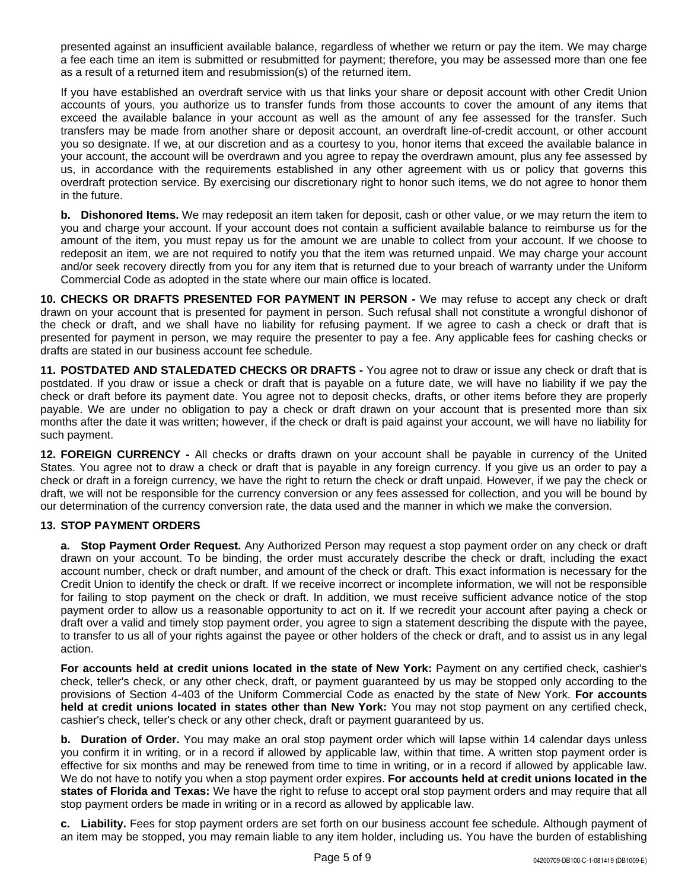presented against an insufficient available balance, regardless of whether we return or pay the item. We may charge a fee each time an item is submitted or resubmitted for payment; therefore, you may be assessed more than one fee as a result of a returned item and resubmission(s) of the returned item.

If you have established an overdraft service with us that links your share or deposit account with other Credit Union accounts of yours, you authorize us to transfer funds from those accounts to cover the amount of any items that exceed the available balance in your account as well as the amount of any fee assessed for the transfer. Such transfers may be made from another share or deposit account, an overdraft line-of-credit account, or other account you so designate. If we, at our discretion and as a courtesy to you, honor items that exceed the available balance in your account, the account will be overdrawn and you agree to repay the overdrawn amount, plus any fee assessed by us, in accordance with the requirements established in any other agreement with us or policy that governs this overdraft protection service. By exercising our discretionary right to honor such items, we do not agree to honor them in the future.

**b. Dishonored Items.** We may redeposit an item taken for deposit, cash or other value, or we may return the item to you and charge your account. If your account does not contain a sufficient available balance to reimburse us for the amount of the item, you must repay us for the amount we are unable to collect from your account. If we choose to redeposit an item, we are not required to notify you that the item was returned unpaid. We may charge your account and/or seek recovery directly from you for any item that is returned due to your breach of warranty under the Uniform Commercial Code as adopted in the state where our main office is located.

**10. CHECKS OR DRAFTS PRESENTED FOR PAYMENT IN PERSON -** We may refuse to accept any check or draft drawn on your account that is presented for payment in person. Such refusal shall not constitute a wrongful dishonor of the check or draft, and we shall have no liability for refusing payment. If we agree to cash a check or draft that is presented for payment in person, we may require the presenter to pay a fee. Any applicable fees for cashing checks or drafts are stated in our business account fee schedule.

**11. POSTDATED AND STALEDATED CHECKS OR DRAFTS -** You agree not to draw or issue any check or draft that is postdated. If you draw or issue a check or draft that is payable on a future date, we will have no liability if we pay the check or draft before its payment date. You agree not to deposit checks, drafts, or other items before they are properly payable. We are under no obligation to pay a check or draft drawn on your account that is presented more than six months after the date it was written; however, if the check or draft is paid against your account, we will have no liability for such payment.

**12. FOREIGN CURRENCY -** All checks or drafts drawn on your account shall be payable in currency of the United States. You agree not to draw a check or draft that is payable in any foreign currency. If you give us an order to pay a check or draft in a foreign currency, we have the right to return the check or draft unpaid. However, if we pay the check or draft, we will not be responsible for the currency conversion or any fees assessed for collection, and you will be bound by our determination of the currency conversion rate, the data used and the manner in which we make the conversion.

**13. STOP PAYMENT ORDERS**

**a. Stop Payment Order Request.** Any Authorized Person may request a stop payment order on any check or draft drawn on your account. To be binding, the order must accurately describe the check or draft, including the exact account number, check or draft number, and amount of the check or draft. This exact information is necessary for the Credit Union to identify the check or draft. If we receive incorrect or incomplete information, we will not be responsible for failing to stop payment on the check or draft. In addition, we must receive sufficient advance notice of the stop payment order to allow us a reasonable opportunity to act on it. If we recredit your account after paying a check or draft over a valid and timely stop payment order, you agree to sign a statement describing the dispute with the payee, to transfer to us all of your rights against the payee or other holders of the check or draft, and to assist us in any legal action.

**For accounts held at credit unions located in the state of New York:** Payment on any certified check, cashier's check, teller's check, or any other check, draft, or payment guaranteed by us may be stopped only according to the provisions of Section 4-403 of the Uniform Commercial Code as enacted by the state of New York. **For accounts held at credit unions located in states other than New York:** You may not stop payment on any certified check, cashier's check, teller's check or any other check, draft or payment guaranteed by us.

**b. Duration of Order.** You may make an oral stop payment order which will lapse within 14 calendar days unless you confirm it in writing, or in a record if allowed by applicable law, within that time. A written stop payment order is effective for six months and may be renewed from time to time in writing, or in a record if allowed by applicable law. We do not have to notify you when a stop payment order expires. **For accounts held at credit unions located in the states of Florida and Texas:** We have the right to refuse to accept oral stop payment orders and may require that all stop payment orders be made in writing or in a record as allowed by applicable law.

**c. Liability.** Fees for stop payment orders are set forth on our business account fee schedule. Although payment of an item may be stopped, you may remain liable to any item holder, including us. You have the burden of establishing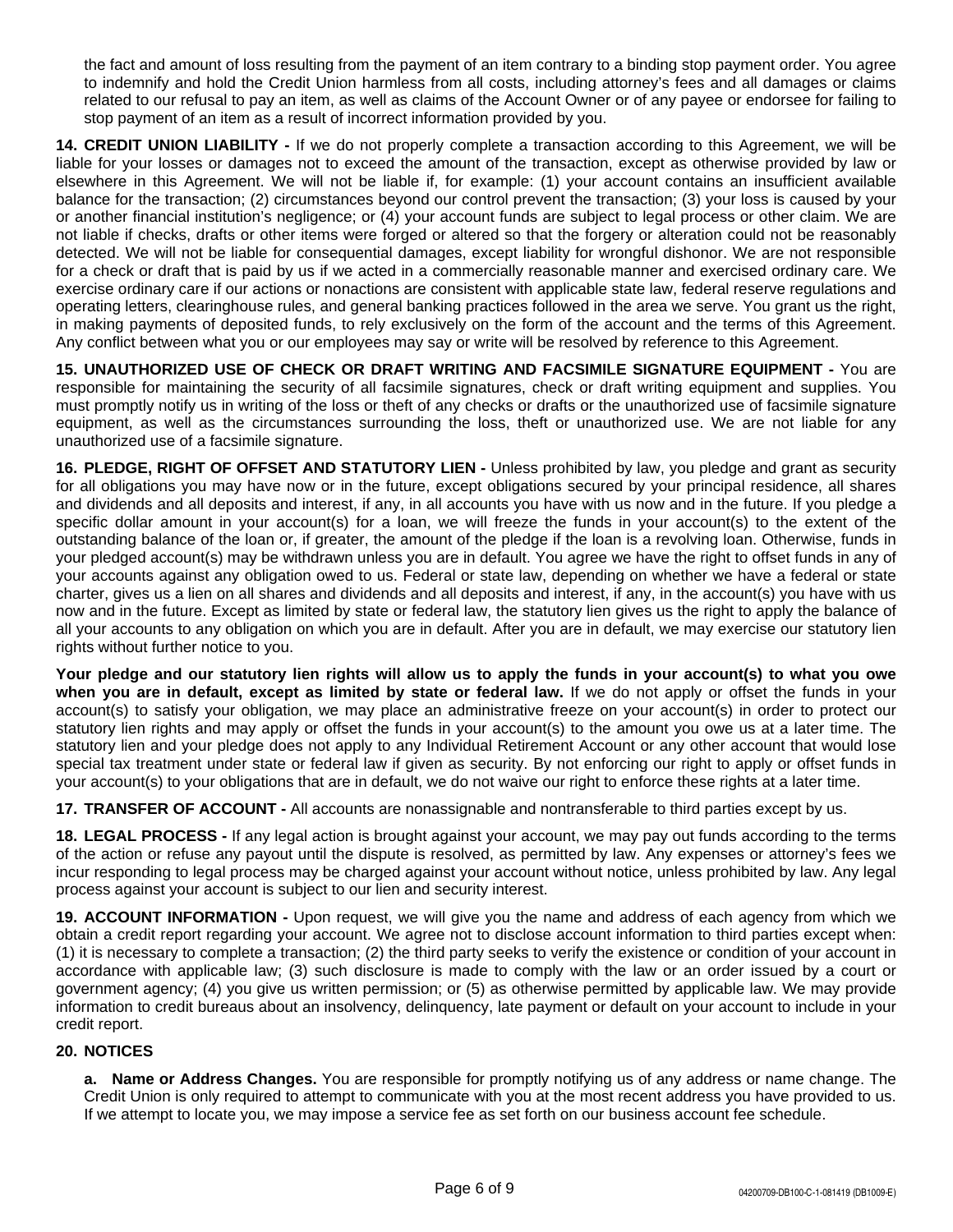the fact and amount of loss resulting from the payment of an item contrary to a binding stop payment order. You agree to indemnify and hold the Credit Union harmless from all costs, including attorney's fees and all damages or claims related to our refusal to pay an item, as well as claims of the Account Owner or of any payee or endorsee for failing to stop payment of an item as a result of incorrect information provided by you.

**14. CREDIT UNION LIABILITY -** If we do not properly complete a transaction according to this Agreement, we will be liable for your losses or damages not to exceed the amount of the transaction, except as otherwise provided by law or elsewhere in this Agreement. We will not be liable if, for example: (1) your account contains an insufficient available balance for the transaction; (2) circumstances beyond our control prevent the transaction; (3) your loss is caused by your or another financial institution's negligence; or (4) your account funds are subject to legal process or other claim. We are not liable if checks, drafts or other items were forged or altered so that the forgery or alteration could not be reasonably detected. We will not be liable for consequential damages, except liability for wrongful dishonor. We are not responsible for a check or draft that is paid by us if we acted in a commercially reasonable manner and exercised ordinary care. We exercise ordinary care if our actions or nonactions are consistent with applicable state law, federal reserve regulations and operating letters, clearinghouse rules, and general banking practices followed in the area we serve. You grant us the right, in making payments of deposited funds, to rely exclusively on the form of the account and the terms of this Agreement. Any conflict between what you or our employees may say or write will be resolved by reference to this Agreement.

**15. UNAUTHORIZED USE OF CHECK OR DRAFT WRITING AND FACSIMILE SIGNATURE EQUIPMENT -** You are responsible for maintaining the security of all facsimile signatures, check or draft writing equipment and supplies. You must promptly notify us in writing of the loss or theft of any checks or drafts or the unauthorized use of facsimile signature equipment, as well as the circumstances surrounding the loss, theft or unauthorized use. We are not liable for any unauthorized use of a facsimile signature.

**16. PLEDGE, RIGHT OF OFFSET AND STATUTORY LIEN -** Unless prohibited by law, you pledge and grant as security for all obligations you may have now or in the future, except obligations secured by your principal residence, all shares and dividends and all deposits and interest, if any, in all accounts you have with us now and in the future. If you pledge a specific dollar amount in your account(s) for a loan, we will freeze the funds in your account(s) to the extent of the outstanding balance of the loan or, if greater, the amount of the pledge if the loan is a revolving loan. Otherwise, funds in your pledged account(s) may be withdrawn unless you are in default. You agree we have the right to offset funds in any of your accounts against any obligation owed to us. Federal or state law, depending on whether we have a federal or state charter, gives us a lien on all shares and dividends and all deposits and interest, if any, in the account(s) you have with us now and in the future. Except as limited by state or federal law, the statutory lien gives us the right to apply the balance of all your accounts to any obligation on which you are in default. After you are in default, we may exercise our statutory lien rights without further notice to you.

**Your pledge and our statutory lien rights will allow us to apply the funds in your account(s) to what you owe when you are in default, except as limited by state or federal law.** If we do not apply or offset the funds in your account(s) to satisfy your obligation, we may place an administrative freeze on your account(s) in order to protect our statutory lien rights and may apply or offset the funds in your account(s) to the amount you owe us at a later time. The statutory lien and your pledge does not apply to any Individual Retirement Account or any other account that would lose special tax treatment under state or federal law if given as security. By not enforcing our right to apply or offset funds in your account(s) to your obligations that are in default, we do not waive our right to enforce these rights at a later time.

**17. TRANSFER OF ACCOUNT -** All accounts are nonassignable and nontransferable to third parties except by us.

**18. LEGAL PROCESS -** If any legal action is brought against your account, we may pay out funds according to the terms of the action or refuse any payout until the dispute is resolved, as permitted by law. Any expenses or attorney's fees we incur responding to legal process may be charged against your account without notice, unless prohibited by law. Any legal process against your account is subject to our lien and security interest.

**19. ACCOUNT INFORMATION -** Upon request, we will give you the name and address of each agency from which we obtain a credit report regarding your account. We agree not to disclose account information to third parties except when: (1) it is necessary to complete a transaction; (2) the third party seeks to verify the existence or condition of your account in accordance with applicable law; (3) such disclosure is made to comply with the law or an order issued by a court or government agency; (4) you give us written permission; or (5) as otherwise permitted by applicable law. We may provide information to credit bureaus about an insolvency, delinquency, late payment or default on your account to include in your credit report.

**20. NOTICES**

**a. Name or Address Changes.** You are responsible for promptly notifying us of any address or name change. The Credit Union is only required to attempt to communicate with you at the most recent address you have provided to us. If we attempt to locate you, we may impose a service fee as set forth on our business account fee schedule.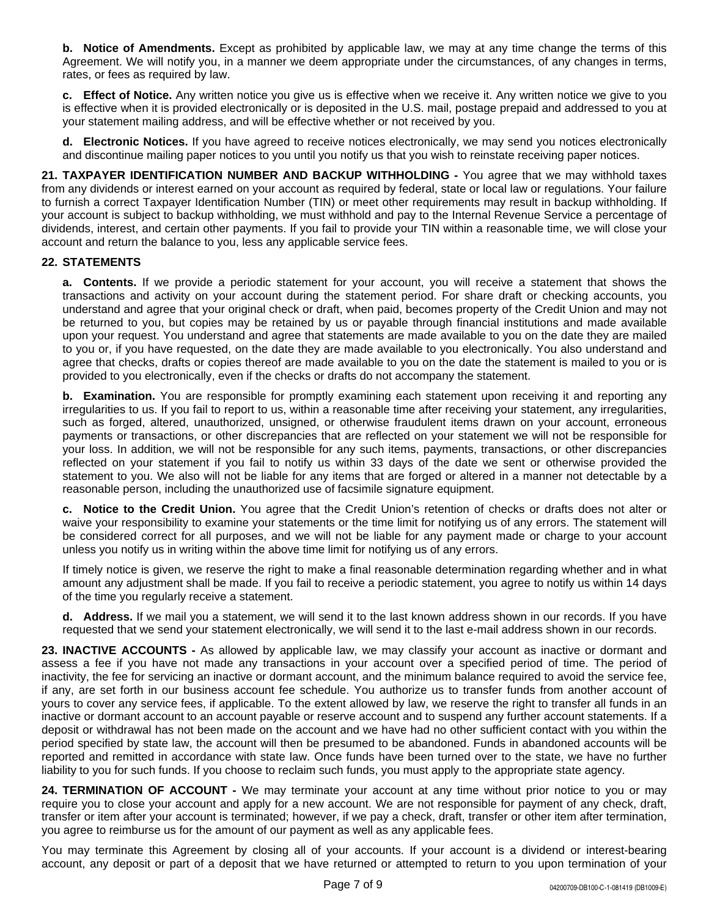**b. Notice of Amendments.** Except as prohibited by applicable law, we may at any time change the terms of this Agreement. We will notify you, in a manner we deem appropriate under the circumstances, of any changes in terms, rates, or fees as required by law.

**c. Effect of Notice.** Any written notice you give us is effective when we receive it. Any written notice we give to you is effective when it is provided electronically or is deposited in the U.S. mail, postage prepaid and addressed to you at your statement mailing address, and will be effective whether or not received by you.

**d. Electronic Notices.** If you have agreed to receive notices electronically, we may send you notices electronically and discontinue mailing paper notices to you until you notify us that you wish to reinstate receiving paper notices.

**21. TAXPAYER IDENTIFICATION NUMBER AND BACKUP WITHHOLDING -** You agree that we may withhold taxes from any dividends or interest earned on your account as required by federal, state or local law or regulations. Your failure to furnish a correct Taxpayer Identification Number (TIN) or meet other requirements may result in backup withholding. If your account is subject to backup withholding, we must withhold and pay to the Internal Revenue Service a percentage of dividends, interest, and certain other payments. If you fail to provide your TIN within a reasonable time, we will close your account and return the balance to you, less any applicable service fees.

**22. STATEMENTS**

**a. Contents.** If we provide a periodic statement for your account, you will receive a statement that shows the transactions and activity on your account during the statement period. For share draft or checking accounts, you understand and agree that your original check or draft, when paid, becomes property of the Credit Union and may not be returned to you, but copies may be retained by us or payable through financial institutions and made available upon your request. You understand and agree that statements are made available to you on the date they are mailed to you or, if you have requested, on the date they are made available to you electronically. You also understand and agree that checks, drafts or copies thereof are made available to you on the date the statement is mailed to you or is provided to you electronically, even if the checks or drafts do not accompany the statement.

**b. Examination.** You are responsible for promptly examining each statement upon receiving it and reporting any irregularities to us. If you fail to report to us, within a reasonable time after receiving your statement, any irregularities, such as forged, altered, unauthorized, unsigned, or otherwise fraudulent items drawn on your account, erroneous payments or transactions, or other discrepancies that are reflected on your statement we will not be responsible for your loss. In addition, we will not be responsible for any such items, payments, transactions, or other discrepancies reflected on your statement if you fail to notify us within 33 days of the date we sent or otherwise provided the statement to you. We also will not be liable for any items that are forged or altered in a manner not detectable by a reasonable person, including the unauthorized use of facsimile signature equipment.

**c. Notice to the Credit Union.** You agree that the Credit Union's retention of checks or drafts does not alter or waive your responsibility to examine your statements or the time limit for notifying us of any errors. The statement will be considered correct for all purposes, and we will not be liable for any payment made or charge to your account unless you notify us in writing within the above time limit for notifying us of any errors.

If timely notice is given, we reserve the right to make a final reasonable determination regarding whether and in what amount any adjustment shall be made. If you fail to receive a periodic statement, you agree to notify us within 14 days of the time you regularly receive a statement.

**d. Address.** If we mail you a statement, we will send it to the last known address shown in our records. If you have requested that we send your statement electronically, we will send it to the last e-mail address shown in our records.

**23. INACTIVE ACCOUNTS -** As allowed by applicable law, we may classify your account as inactive or dormant and assess a fee if you have not made any transactions in your account over a specified period of time. The period of inactivity, the fee for servicing an inactive or dormant account, and the minimum balance required to avoid the service fee, if any, are set forth in our business account fee schedule. You authorize us to transfer funds from another account of yours to cover any service fees, if applicable. To the extent allowed by law, we reserve the right to transfer all funds in an inactive or dormant account to an account payable or reserve account and to suspend any further account statements. If a deposit or withdrawal has not been made on the account and we have had no other sufficient contact with you within the period specified by state law, the account will then be presumed to be abandoned. Funds in abandoned accounts will be reported and remitted in accordance with state law. Once funds have been turned over to the state, we have no further liability to you for such funds. If you choose to reclaim such funds, you must apply to the appropriate state agency.

**24. TERMINATION OF ACCOUNT -** We may terminate your account at any time without prior notice to you or may require you to close your account and apply for a new account. We are not responsible for payment of any check, draft, transfer or item after your account is terminated; however, if we pay a check, draft, transfer or other item after termination, you agree to reimburse us for the amount of our payment as well as any applicable fees.

You may terminate this Agreement by closing all of your accounts. If your account is a dividend or interest-bearing account, any deposit or part of a deposit that we have returned or attempted to return to you upon termination of your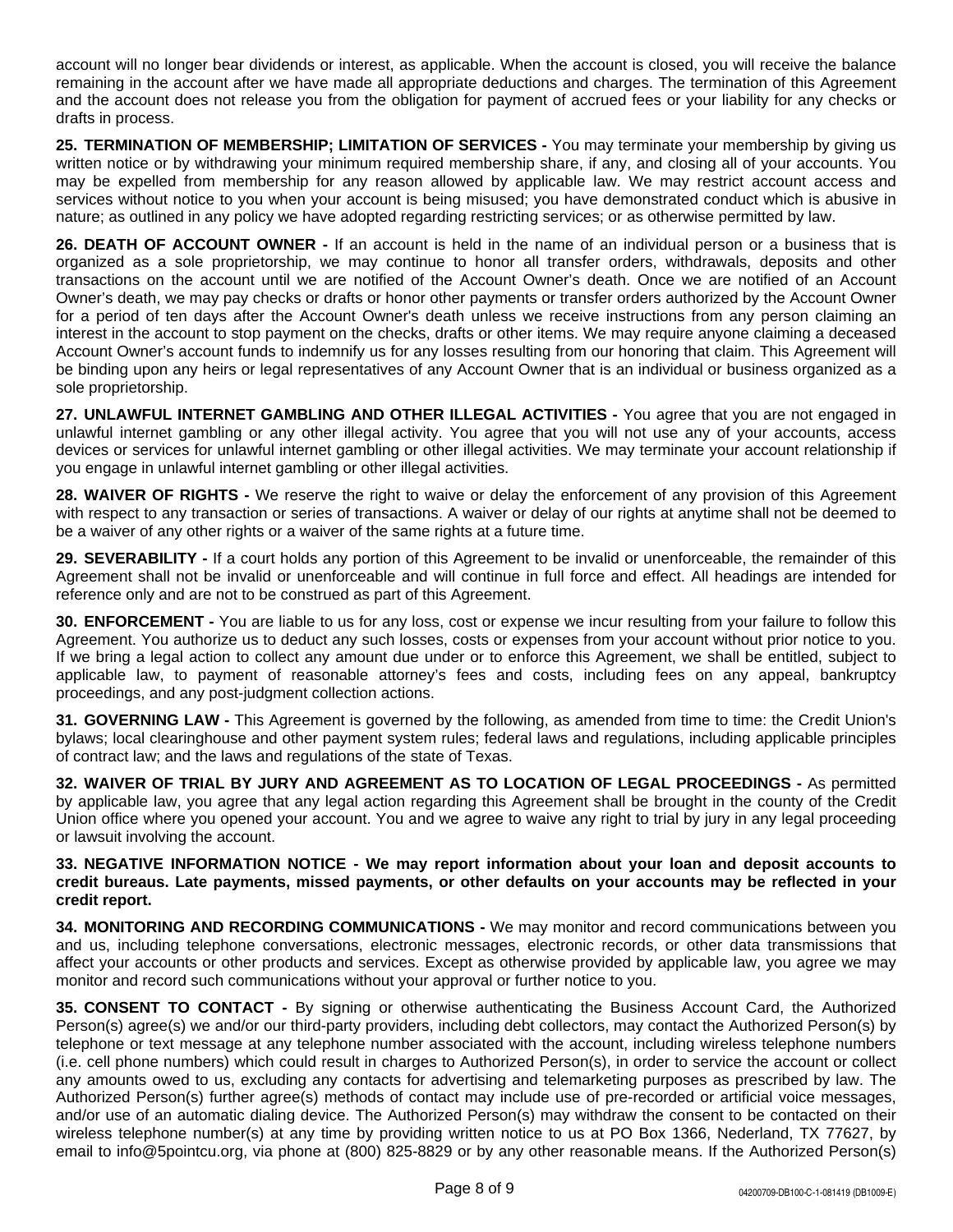account will no longer bear dividends or interest, as applicable. When the account is closed, you will receive the balance remaining in the account after we have made all appropriate deductions and charges. The termination of this Agreement and the account does not release you from the obligation for payment of accrued fees or your liability for any checks or drafts in process.

**25. TERMINATION OF MEMBERSHIP; LIMITATION OF SERVICES -** You may terminate your membership by giving us written notice or by withdrawing your minimum required membership share, if any, and closing all of your accounts. You may be expelled from membership for any reason allowed by applicable law. We may restrict account access and services without notice to you when your account is being misused; you have demonstrated conduct which is abusive in nature; as outlined in any policy we have adopted regarding restricting services; or as otherwise permitted by law.

**26. DEATH OF ACCOUNT OWNER -** If an account is held in the name of an individual person or a business that is organized as a sole proprietorship, we may continue to honor all transfer orders, withdrawals, deposits and other transactions on the account until we are notified of the Account Owner's death. Once we are notified of an Account Owner's death, we may pay checks or drafts or honor other payments or transfer orders authorized by the Account Owner for a period of ten days after the Account Owner's death unless we receive instructions from any person claiming an interest in the account to stop payment on the checks, drafts or other items. We may require anyone claiming a deceased Account Owner's account funds to indemnify us for any losses resulting from our honoring that claim. This Agreement will be binding upon any heirs or legal representatives of any Account Owner that is an individual or business organized as a sole proprietorship.

**27. UNLAWFUL INTERNET GAMBLING AND OTHER ILLEGAL ACTIVITIES -** You agree that you are not engaged in unlawful internet gambling or any other illegal activity. You agree that you will not use any of your accounts, access devices or services for unlawful internet gambling or other illegal activities. We may terminate your account relationship if you engage in unlawful internet gambling or other illegal activities.

**28. WAIVER OF RIGHTS -** We reserve the right to waive or delay the enforcement of any provision of this Agreement with respect to any transaction or series of transactions. A waiver or delay of our rights at anytime shall not be deemed to be a waiver of any other rights or a waiver of the same rights at a future time.

**29. SEVERABILITY -** If a court holds any portion of this Agreement to be invalid or unenforceable, the remainder of this Agreement shall not be invalid or unenforceable and will continue in full force and effect. All headings are intended for reference only and are not to be construed as part of this Agreement.

**30. ENFORCEMENT -** You are liable to us for any loss, cost or expense we incur resulting from your failure to follow this Agreement. You authorize us to deduct any such losses, costs or expenses from your account without prior notice to you. If we bring a legal action to collect any amount due under or to enforce this Agreement, we shall be entitled, subject to applicable law, to payment of reasonable attorney's fees and costs, including fees on any appeal, bankruptcy proceedings, and any post-judgment collection actions.

**31. GOVERNING LAW -** This Agreement is governed by the following, as amended from time to time: the Credit Union's bylaws; local clearinghouse and other payment system rules; federal laws and regulations, including applicable principles of contract law; and the laws and regulations of the state of Texas.

**32. WAIVER OF TRIAL BY JURY AND AGREEMENT AS TO LOCATION OF LEGAL PROCEEDINGS -** As permitted by applicable law, you agree that any legal action regarding this Agreement shall be brought in the county of the Credit Union office where you opened your account. You and we agree to waive any right to trial by jury in any legal proceeding or lawsuit involving the account.

**33. NEGATIVE INFORMATION NOTICE - We may report information about your loan and deposit accounts to credit bureaus. Late payments, missed payments, or other defaults on your accounts may be reflected in your credit report.**

**34. MONITORING AND RECORDING COMMUNICATIONS -** We may monitor and record communications between you and us, including telephone conversations, electronic messages, electronic records, or other data transmissions that affect your accounts or other products and services. Except as otherwise provided by applicable law, you agree we may monitor and record such communications without your approval or further notice to you.

**35. CONSENT TO CONTACT -** By signing or otherwise authenticating the Business Account Card, the Authorized Person(s) agree(s) we and/or our third-party providers, including debt collectors, may contact the Authorized Person(s) by telephone or text message at any telephone number associated with the account, including wireless telephone numbers (i.e. cell phone numbers) which could result in charges to Authorized Person(s), in order to service the account or collect any amounts owed to us, excluding any contacts for advertising and telemarketing purposes as prescribed by law. The Authorized Person(s) further agree(s) methods of contact may include use of pre-recorded or artificial voice messages, and/or use of an automatic dialing device. The Authorized Person(s) may withdraw the consent to be contacted on their wireless telephone number(s) at any time by providing written notice to us at PO Box 1366, Nederland, TX 77627, by email to info@5pointcu.org, via phone at (800) 825-8829 or by any other reasonable means. If the Authorized Person(s)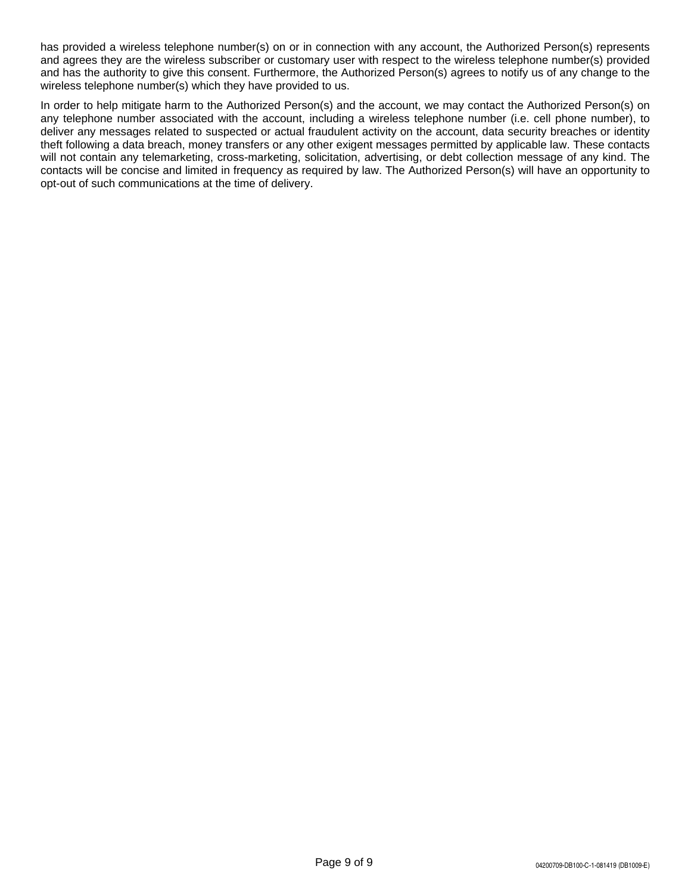has provided a wireless telephone number(s) on or in connection with any account, the Authorized Person(s) represents and agrees they are the wireless subscriber or customary user with respect to the wireless telephone number(s) provided and has the authority to give this consent. Furthermore, the Authorized Person(s) agrees to notify us of any change to the wireless telephone number(s) which they have provided to us.

In order to help mitigate harm to the Authorized Person(s) and the account, we may contact the Authorized Person(s) on any telephone number associated with the account, including a wireless telephone number (i.e. cell phone number), to deliver any messages related to suspected or actual fraudulent activity on the account, data security breaches or identity theft following a data breach, money transfers or any other exigent messages permitted by applicable law. These contacts will not contain any telemarketing, cross-marketing, solicitation, advertising, or debt collection message of any kind. The contacts will be concise and limited in frequency as required by law. The Authorized Person(s) will have an opportunity to opt-out of such communications at the time of delivery.